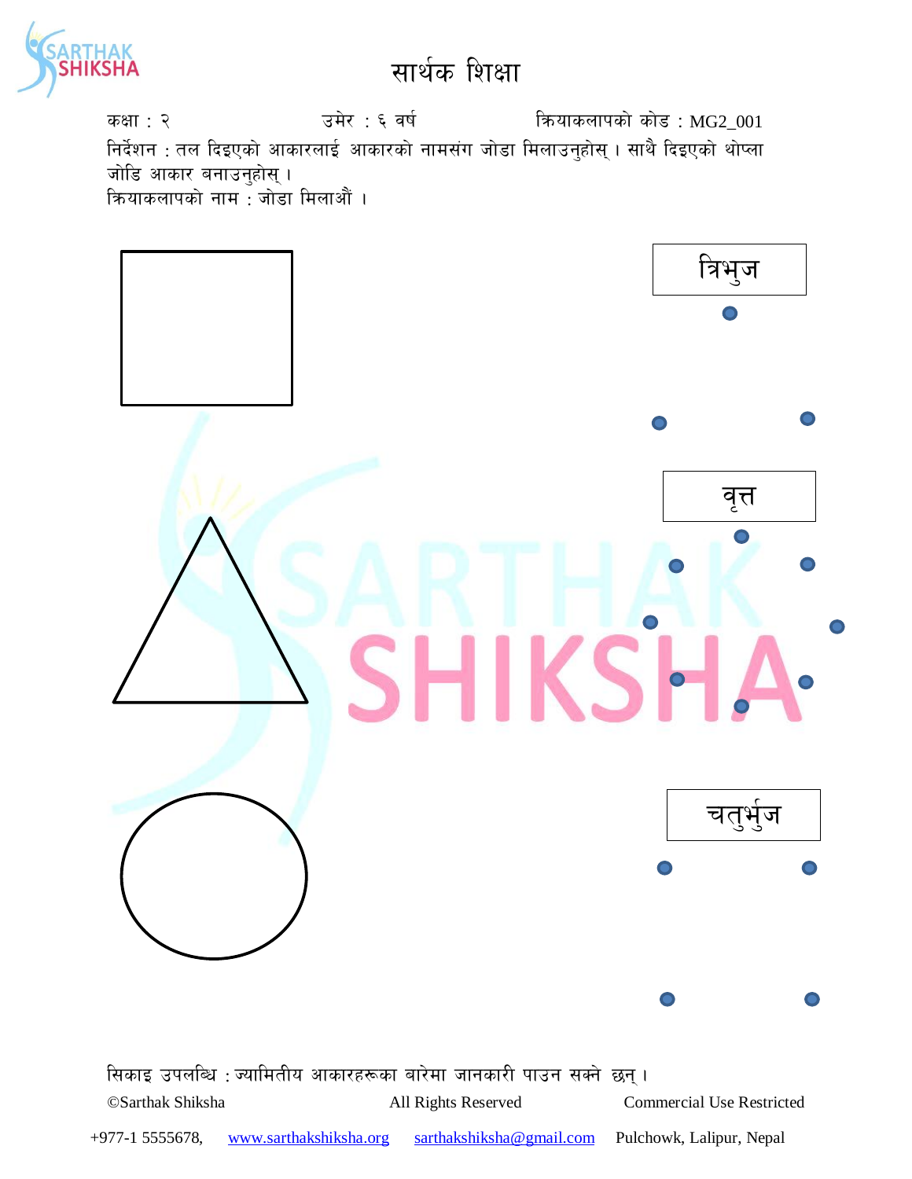# सार्थक शिक्षा

कक्षा : २ उमेर : ६ वर्ष क्रियाकलापको कोड : MG2_001

निर्देशन : तल दिइएको आकारलाई आकारको नामसंग जोडा मिलाउनुहोस् । साथै दिइएको थोप्ला जोडि आकार बनाउनुहोस् ।

क्रियाकलापको नाम : जोडा मिलाऔं ।

त्रिभुज

वृत्त

चतुर्भुज

सिकाइ उपलब्धि : ज्यामितीय आकारहरूका बारेमा जानकारी पाउन सक्ने छन् ।

©Sarthak Shiksha All Rights Reserved Commercial Use Restricted

+977-1 5555678, www.sarthakshiksha.org sarthakshiksha@gmail.com Pulchowk, Lalipur, Nepal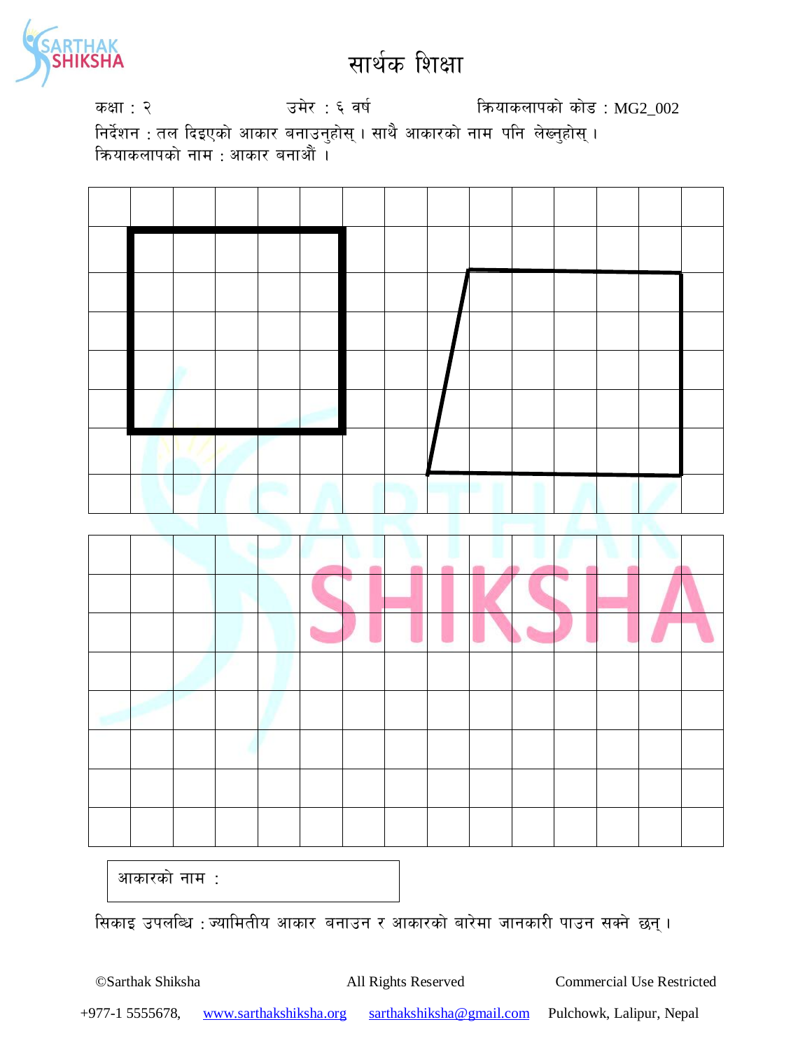# सार्थक शिक्षा

कक्षा : २ उमेर : ६ वर्ष क्रियाकलापको कोड : MG2_002

निर्देशन : तल दिइएको आकार बनाउनुहोस् । साथै आकारको नाम पनि लेख्नुहोस् ।

क्रियाकलापको नाम : आकार बनाऔं ।

आकारको नाम :

सिकाइ उपलब्धि : ज्यामितीय आकार बनाउन र आकारको बारेमा जानकारी पाउन सक्ने छन् ।

©Sarthak Shiksha All Rights Reserved Commercial Use Restricted

+977-1 5555678, www.sarthakshiksha.org sarthakshiksha@gmail.com Pulchowk, Lalipur, Nepal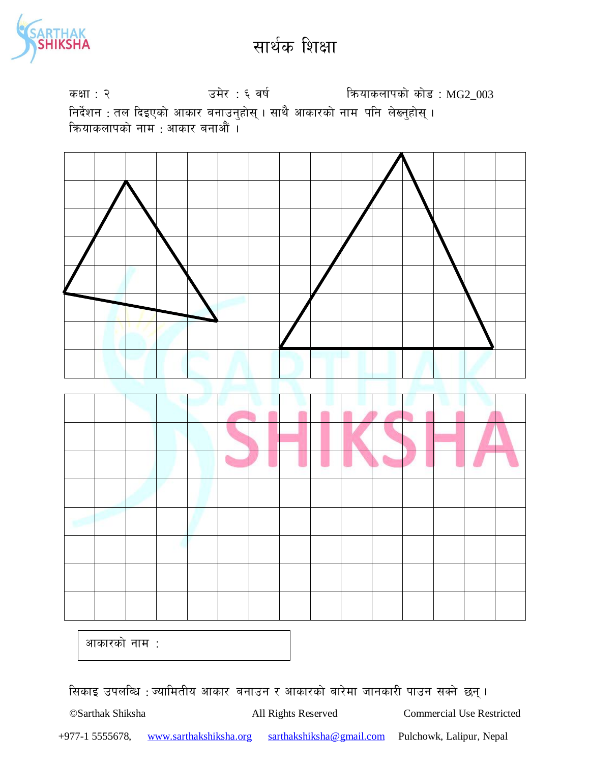# सार्थक शिक्षा

कक्षा : २ उमेर : ६ वर्ष क्रियाकलापको कोड : MG2_003

निर्देशन : तल दिइएको आकार बनाउनुहोस् । साथै आकारको नाम पनि लेख्नुहोस् ।

क्रियाकलापको नाम : आकार बनाऔं ।

आकारको नाम :

सिकाइ उपलब्धि : ज्यामितीय आकार बनाउन र आकारको बारेमा जानकारी पाउन सक्ने छन् ।

©Sarthak Shiksha All Rights Reserved Commercial Use Restricted

+977-1 5555678, www.sarthakshiksha.org sarthakshiksha@gmail.com Pulchowk, Lalipur, Nepal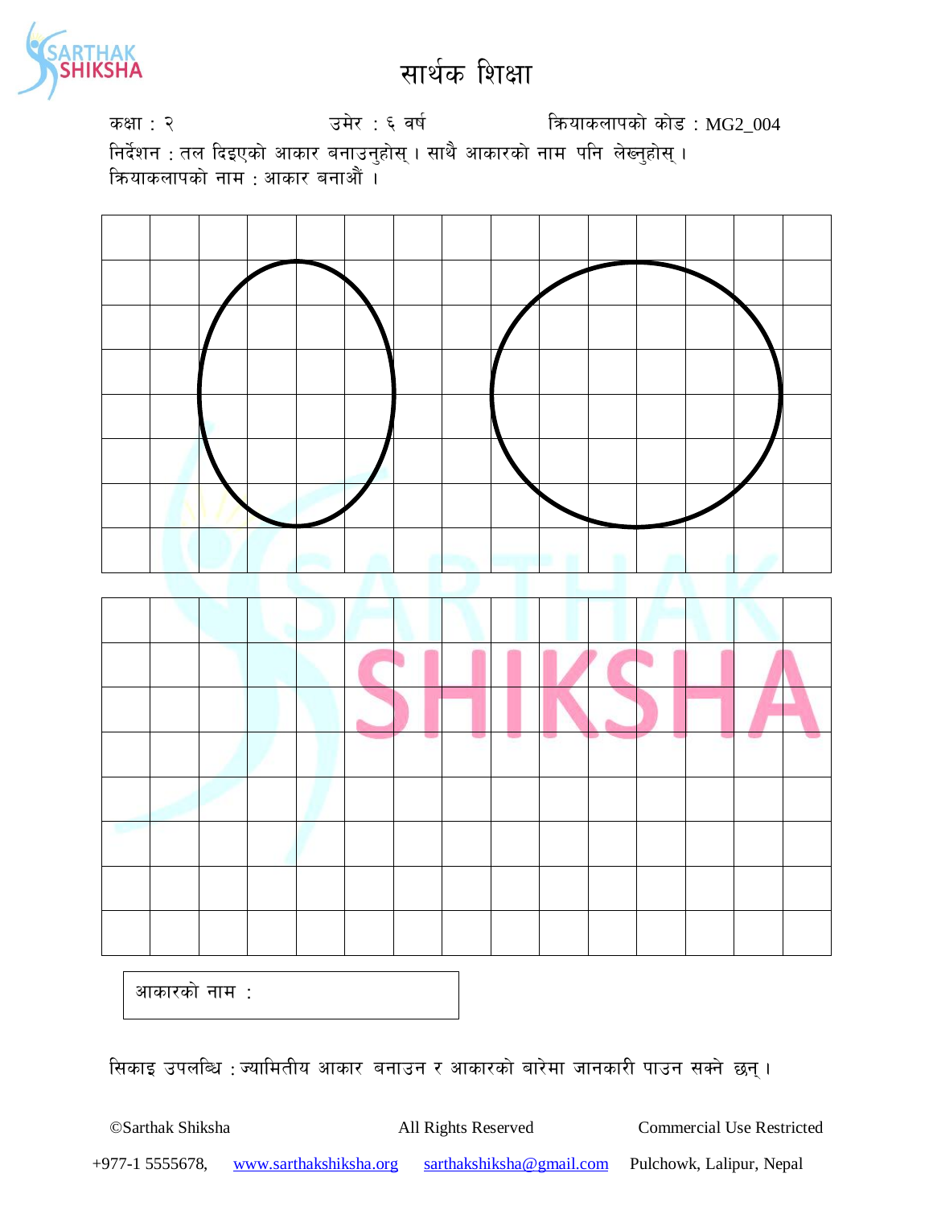# सार्थक शिक्षा

कक्षा : २ उमेर : ६ वर्ष क्रियाकलापको कोड : MG2_004

निर्देशन : तल दिइएको आकार बनाउनुहोस् । साथै आकारको नाम पनि लेख्नुहोस् ।

क्रियाकलापको नाम : आकार बनाऔं ।

आकारको नाम :

सिकाइ उपलब्धि : ज्यामितीय आकार बनाउन र आकारको बारेमा जानकारी पाउन सक्ने छन् ।

©Sarthak Shiksha All Rights Reserved Commercial Use Restricted

+977-1 5555678, www.sarthakshiksha.org sarthakshiksha@gmail.com Pulchowk, Lalipur, Nepal